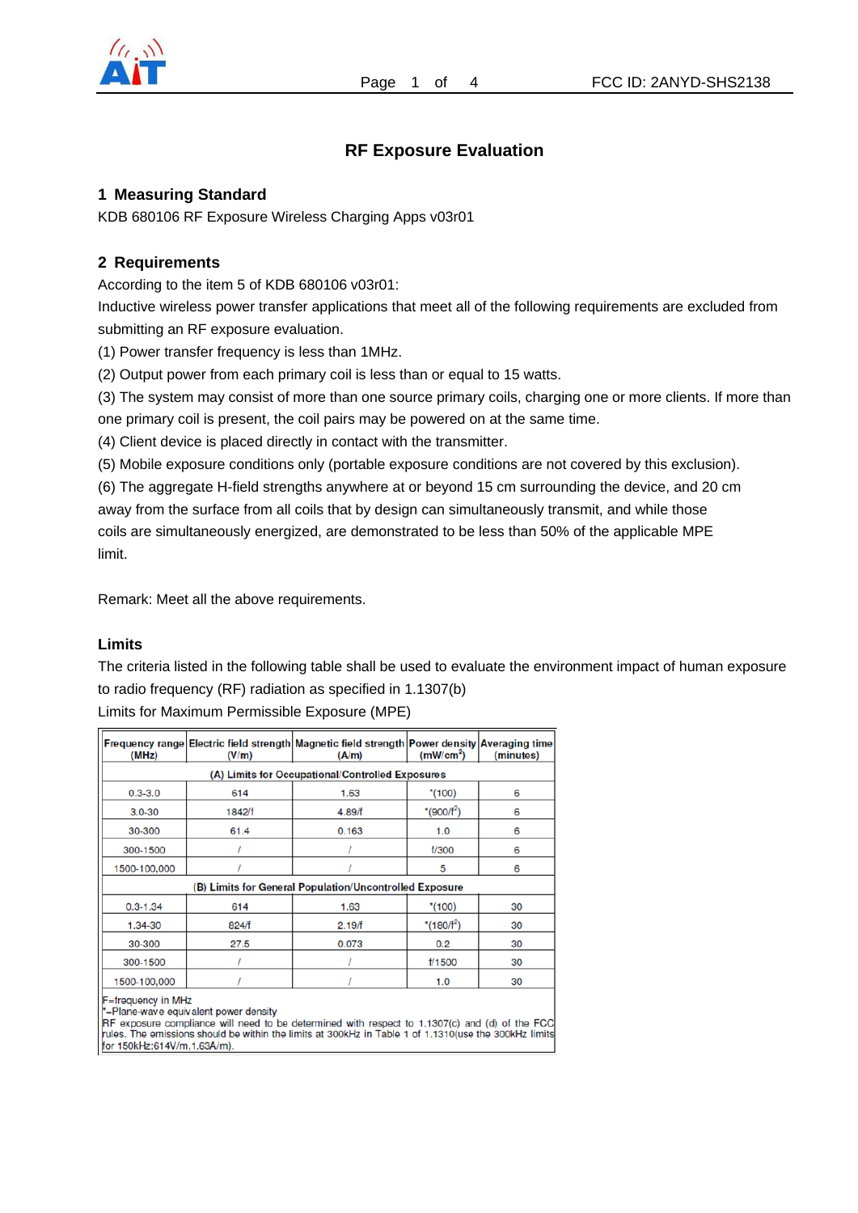# RF Exposure Evaluation

## 1 Measuring Standard

KDB 680106 RF Exposure Wireless Charging Apps v03r01

## 2 Requirements

According to the item 5 of KDB 680106 v03r01:

Inductive wireless power transfer applications that meet all of the following requirements are excluded from submitting an RF exposure evaluation.

(1) Power transfer frequency is less than 1MHz.

(2) Output power from each primary coil is less than or equal to 15 watts.

(3) The system may consist of more than one source primary coils, charging one or more clients. If more than one primary coil is present, the coil pairs may be powered on at the same time.

(4) Client device is placed directly in contact with the transmitter.

(5) Mobile exposure conditions only (portable exposure conditions are not covered by this exclusion).

(6) The aggregate H-field strengths anywhere at or beyond 15 cm surrounding the device, and 20 cm away from the surface from all coils that by design can simultaneously transmit, and while those coils are simultaneously energized, are demonstrated to be less than 50% of the applicable MPE limit.

Remark: Meet all the above requirements.

### Limits

The criteria listed in the following table shall be used to evaluate the environment impact of human exposure to radio frequency (RF) radiation as specified in 1.1307(b)

Limits for Maximum Permissible Exposure (MPE)

| Frequency range (MHz) | Electric field strength (V/m) | Magnetic field strength (A/m) | Power density (mW/cm$^2$) | Averaging time (minutes) |
|---|---|---|---|---|
| (A) Limits for Occupational/Controlled Exposures | | | | |
| 0.3-3.0 | 614 | 1.63 | *(100) | 6 |
| 3.0-30 | 1842/f | 4.89/f | *(900/f$^2$) | 6 |
| 30-300 | 61.4 | 0.163 | 1.0 | 6 |
| 300-1500 | / | / | f/300 | 6 |
| 1500-100,000 | / | / | 5 | 6 |
| (B) Limits for General Population/Uncontrolled Exposure | | | | |
| 0.3-1.34 | 614 | 1.63 | *(100) | 30 |
| 1.34-30 | 824/f | 2.19/f | *(180/f$^2$) | 30 |
| 30-300 | 27.5 | 0.073 | 0.2 | 30 |
| 300-1500 | / | / | f/1500 | 30 |
| 1500-100,000 | / | / | 1.0 | 30 |

F=frequency in MHz

*=Plane-wave equivalent power density

RF exposure compliance will need to be determined with respect to 1.1307(c) and (d) of the FCC rules. The emissions should be within the limits at 300kHz in Table 1 of 1.1310(use the 300kHz limits for 150kHz:614V/m,1.63A/m).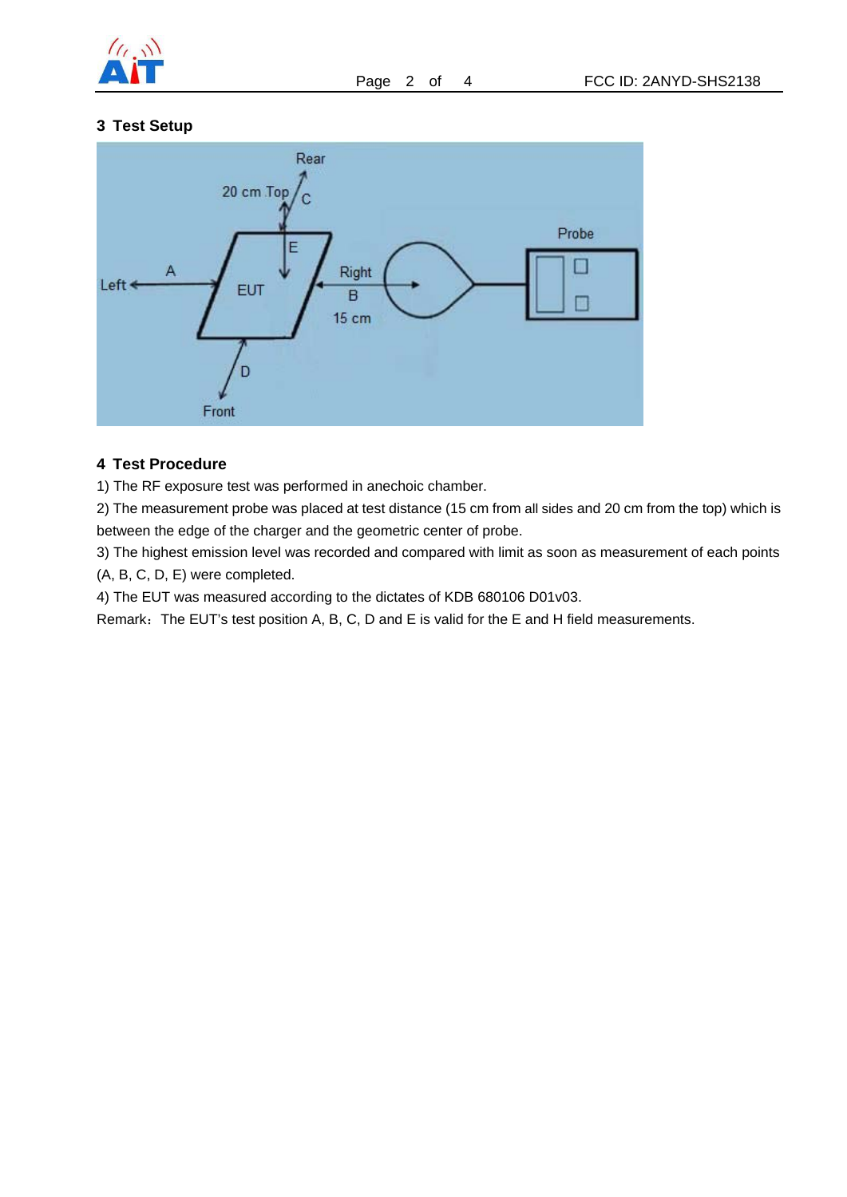## 3 Test Setup

## 4 Test Procedure

1) The RF exposure test was performed in anechoic chamber.

2) The measurement probe was placed at test distance (15 cm from all sides and 20 cm from the top) which is between the edge of the charger and the geometric center of probe.

3) The highest emission level was recorded and compared with limit as soon as measurement of each points (A, B, C, D, E) were completed.

4) The EUT was measured according to the dictates of KDB 680106 D01v03.

Remark：The EUT's test position A, B, C, D and E is valid for the E and H field measurements.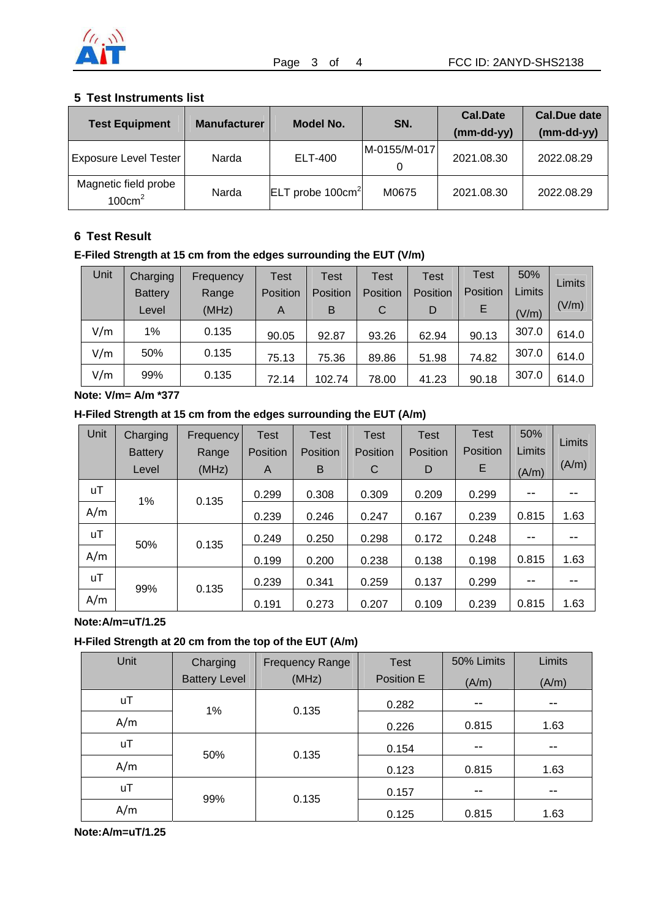## 5 Test Instruments list

| Test Equipment | Manufacturer | Model No. | SN. | Cal.Date (mm-dd-yy) | Cal.Due date (mm-dd-yy) |
|---|---|---|---|---|---|
| Exposure Level Tester | Narda | ELT-400 | M-0155/M-0170 | 2021.08.30 | 2022.08.29 |
| Magnetic field probe $100cm^2$ | Narda | ELT probe $100cm^2$ | M0675 | 2021.08.30 | 2022.08.29 |

## 6 Test Result

**E-Filed Strength at 15 cm from the edges surrounding the EUT (V/m)**

| Unit | Charging Battery Level | Frequency Range (MHz) | Test Position A | Test Position B | Test Position C | Test Position D | Test Position E | 50% Limits (V/m) | Limits (V/m) |
|---|---|---|---|---|---|---|---|---|---|
| V/m | 1% | 0.135 | 90.05 | 92.87 | 93.26 | 62.94 | 90.13 | 307.0 | 614.0 |
| V/m | 50% | 0.135 | 75.13 | 75.36 | 89.86 | 51.98 | 74.82 | 307.0 | 614.0 |
| V/m | 99% | 0.135 | 72.14 | 102.74 | 78.00 | 41.23 | 90.18 | 307.0 | 614.0 |

**Note: V/m= A/m *377**

**H-Filed Strength at 15 cm from the edges surrounding the EUT (A/m)**

| Unit | Charging Battery Level | Frequency Range (MHz) | Test Position A | Test Position B | Test Position C | Test Position D | Test Position E | 50% Limits (A/m) | Limits (A/m) |
|---|---|---|---|---|---|---|---|---|---|
| uT | 1% | 0.135 | 0.299 | 0.308 | 0.309 | 0.209 | 0.299 | -- | -- |
| A/m | | | 0.239 | 0.246 | 0.247 | 0.167 | 0.239 | 0.815 | 1.63 |
| uT | 50% | 0.135 | 0.249 | 0.250 | 0.298 | 0.172 | 0.248 | -- | -- |
| A/m | | | 0.199 | 0.200 | 0.238 | 0.138 | 0.198 | 0.815 | 1.63 |
| uT | 99% | 0.135 | 0.239 | 0.341 | 0.259 | 0.137 | 0.299 | -- | -- |
| A/m | | | 0.191 | 0.273 | 0.207 | 0.109 | 0.239 | 0.815 | 1.63 |

**Note:A/m=uT/1.25**

**H-Filed Strength at 20 cm from the top of the EUT (A/m)**

| Unit | Charging Battery Level | Frequency Range (MHz) | Test Position E | 50% Limits (A/m) | Limits (A/m) |
|---|---|---|---|---|---|
| uT | 1% | 0.135 | 0.282 | -- | -- |
| A/m | | | 0.226 | 0.815 | 1.63 |
| uT | 50% | 0.135 | 0.154 | -- | -- |
| A/m | | | 0.123 | 0.815 | 1.63 |
| uT | 99% | 0.135 | 0.157 | -- | -- |
| A/m | | | 0.125 | 0.815 | 1.63 |

**Note:A/m=uT/1.25**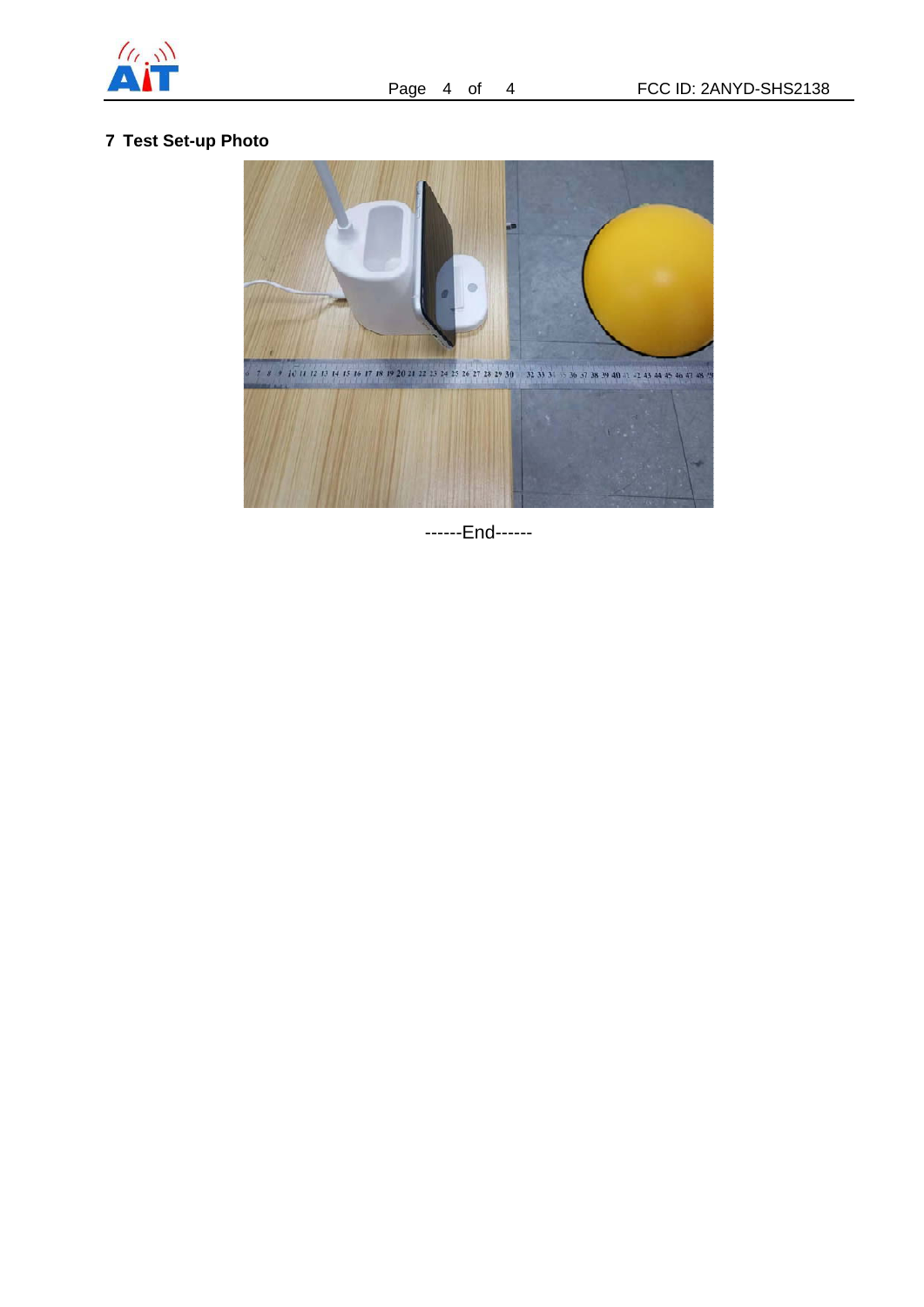## 7 Test Set-up Photo

------End------